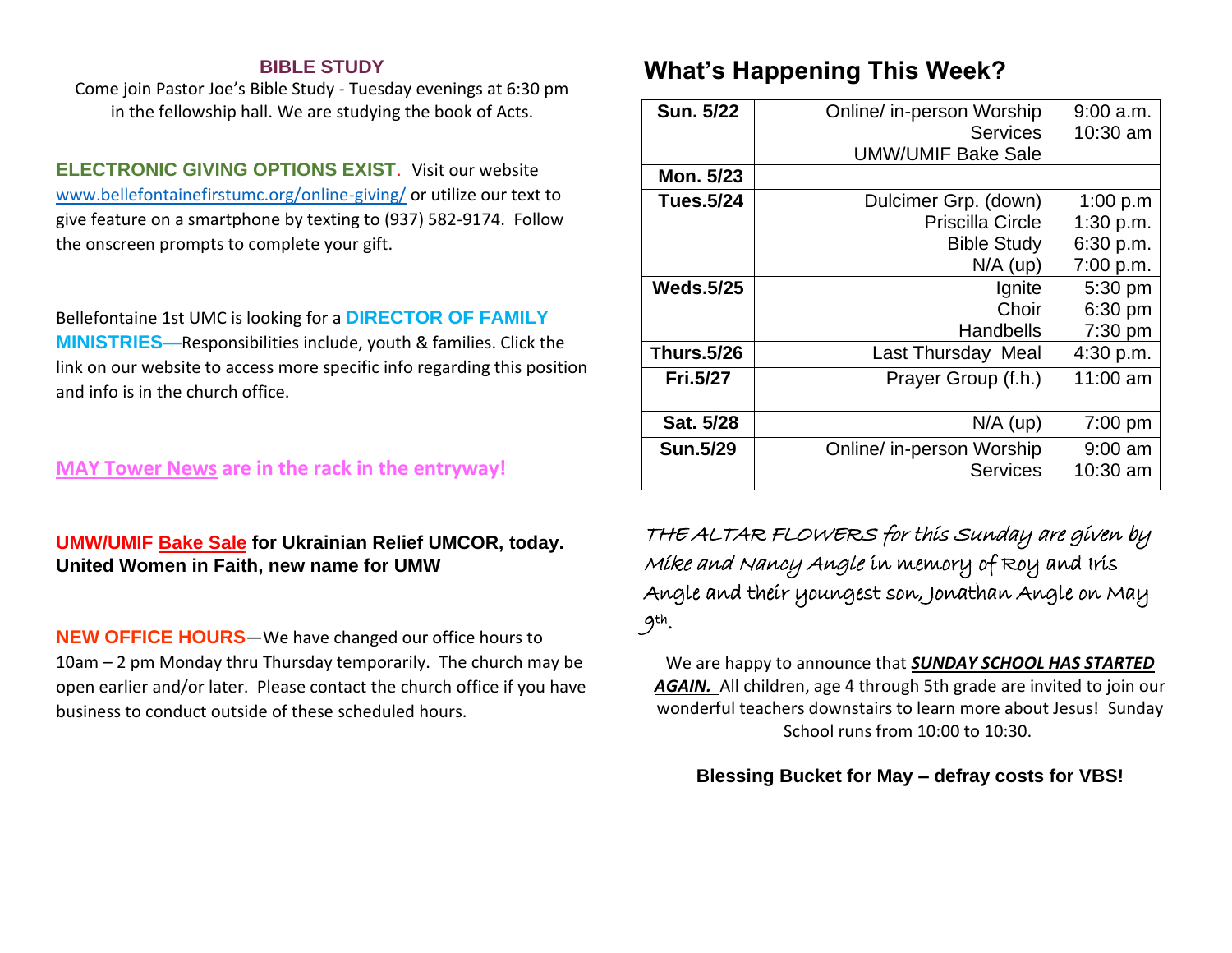## BIBLE STUDY

Come join Pastor Joe's Bible Study - Tuesday evenings at 6:30 pm in the fellowship hall. We are studying the book of Acts.

**ELECTRONIC GIVING OPTIONS EXIST**. Visit our website www.bellefontainefirstumc.org/online-giving/ or utilize our text to give feature on a smartphone by texting to (937) 582-9174. Follow the onscreen prompts to complete your gift.

Bellefontaine 1st UMC is looking for a **DIRECTOR OF FAMILY MINISTRIES**—Responsibilities include, youth & families. Click the link on our website to access more specific info regarding this position and info is in the church office.

**MAY Tower News are in the rack in the entryway!**

**UMW/UMIF Bake Sale for Ukrainian Relief UMCOR, today. United Women in Faith, new name for UMW**

**NEW OFFICE HOURS**—We have changed our office hours to 10am – 2 pm Monday thru Thursday temporarily. The church may be open earlier and/or later. Please contact the church office if you have business to conduct outside of these scheduled hours.

## What's Happening This Week?

| | | |
|---|---|---|
| **Sun. 5/22** | Online/ in-person Worship Services<br>UMW/UMIF Bake Sale | 9:00 a.m.<br>10:30 am |
| **Mon. 5/23** | | |
| **Tues.5/24** | Dulcimer Grp. (down)<br>Priscilla Circle<br>Bible Study<br>N/A (up) | 1:00 p.m<br>1:30 p.m.<br>6:30 p.m.<br>7:00 p.m. |
| **Weds.5/25** | Ignite<br>Choir<br>Handbells | 5:30 pm<br>6:30 pm<br>7:30 pm |
| **Thurs.5/26** | Last Thursday Meal | 4:30 p.m. |
| **Fri.5/27** | Prayer Group (f.h.) | 11:00 am |
| **Sat. 5/28** | N/A (up) | 7:00 pm |
| **Sun.5/29** | Online/ in-person Worship Services | 9:00 am<br>10:30 am |

THE ALTAR FLOWERS for this Sunday are given by Mike and Nancy Angle in memory of Roy and Iris Angle and their youngest son, Jonathan Angle on May 9th.

We are happy to announce that ***SUNDAY SCHOOL HAS STARTED AGAIN.*** All children, age 4 through 5th grade are invited to join our wonderful teachers downstairs to learn more about Jesus! Sunday School runs from 10:00 to 10:30.

**Blessing Bucket for May – defray costs for VBS!**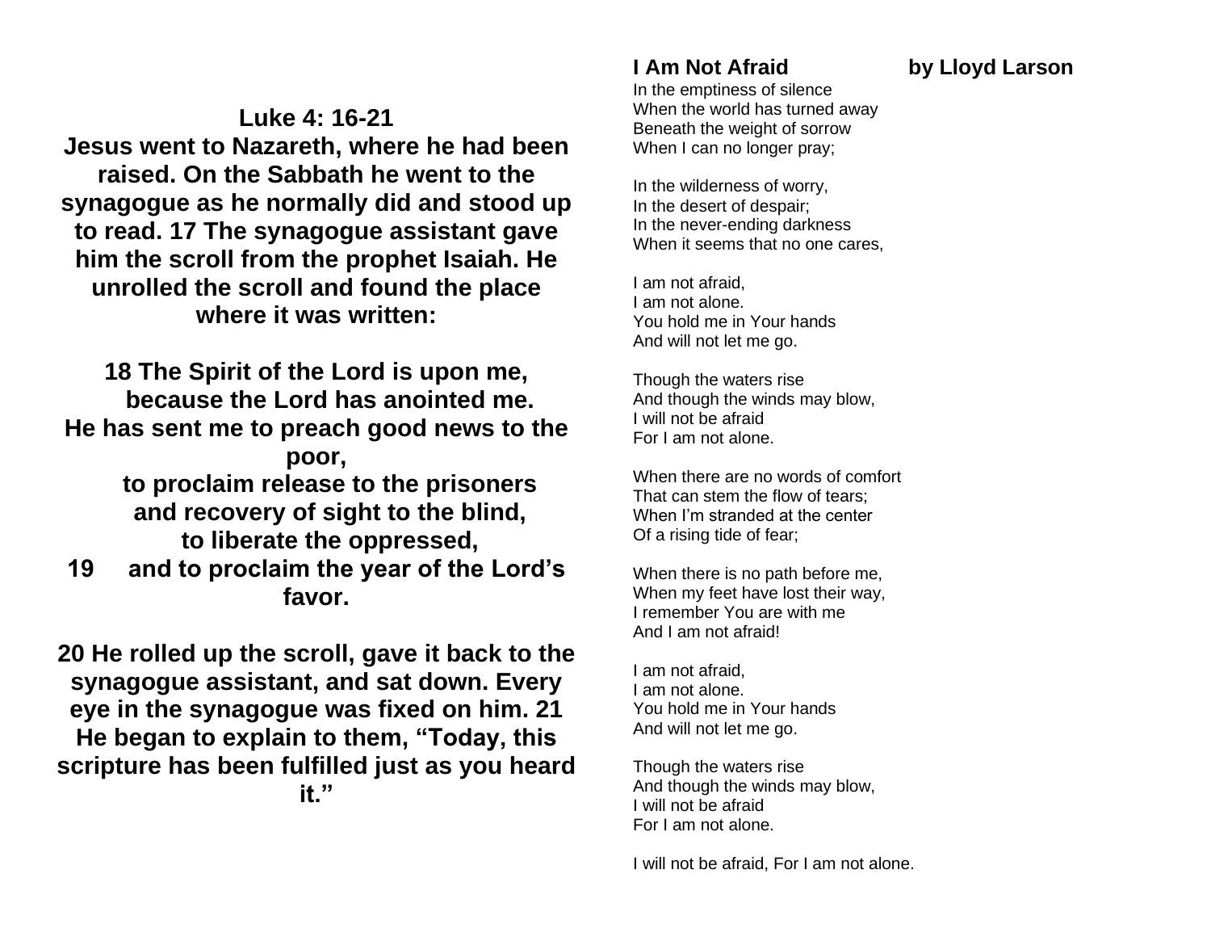**Luke 4: 16-21**

**Jesus went to Nazareth, where he had been raised. On the Sabbath he went to the synagogue as he normally did and stood up to read. 17 The synagogue assistant gave him the scroll from the prophet Isaiah. He unrolled the scroll and found the place where it was written:**

**18 The Spirit of the Lord is upon me,**
**because the Lord has anointed me.**
**He has sent me to preach good news to the poor,**
**to proclaim release to the prisoners**
**and recovery of sight to the blind,**
**to liberate the oppressed,**
**19 and to proclaim the year of the Lord's favor.**

**20 He rolled up the scroll, gave it back to the synagogue assistant, and sat down. Every eye in the synagogue was fixed on him. 21 He began to explain to them, "Today, this scripture has been fulfilled just as you heard it."**

**I Am Not Afraid** **by Lloyd Larson**

In the emptiness of silence
When the world has turned away
Beneath the weight of sorrow
When I can no longer pray;

In the wilderness of worry,
In the desert of despair;
In the never-ending darkness
When it seems that no one cares,

I am not afraid,
I am not alone.
You hold me in Your hands
And will not let me go.

Though the waters rise
And though the winds may blow,
I will not be afraid
For I am not alone.

When there are no words of comfort
That can stem the flow of tears;
When I'm stranded at the center
Of a rising tide of fear;

When there is no path before me,
When my feet have lost their way,
I remember You are with me
And I am not afraid!

I am not afraid,
I am not alone.
You hold me in Your hands
And will not let me go.

Though the waters rise
And though the winds may blow,
I will not be afraid
For I am not alone.

I will not be afraid, For I am not alone.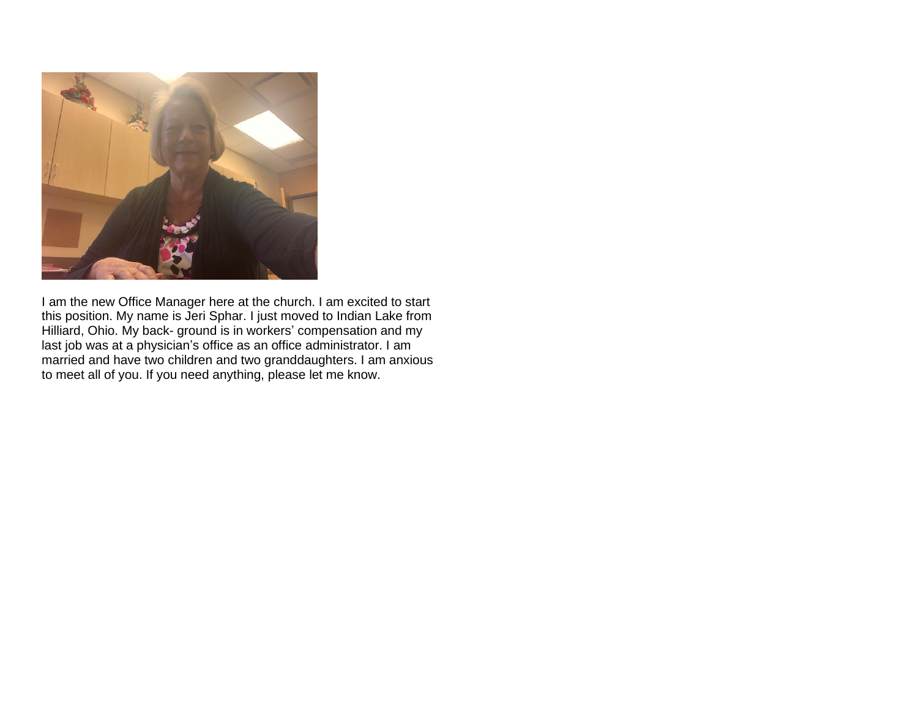I am the new Office Manager here at the church. I am excited to start this position. My name is Jeri Sphar. I just moved to Indian Lake from Hilliard, Ohio. My back- ground is in workers' compensation and my last job was at a physician's office as an office administrator. I am married and have two children and two granddaughters. I am anxious to meet all of you. If you need anything, please let me know.